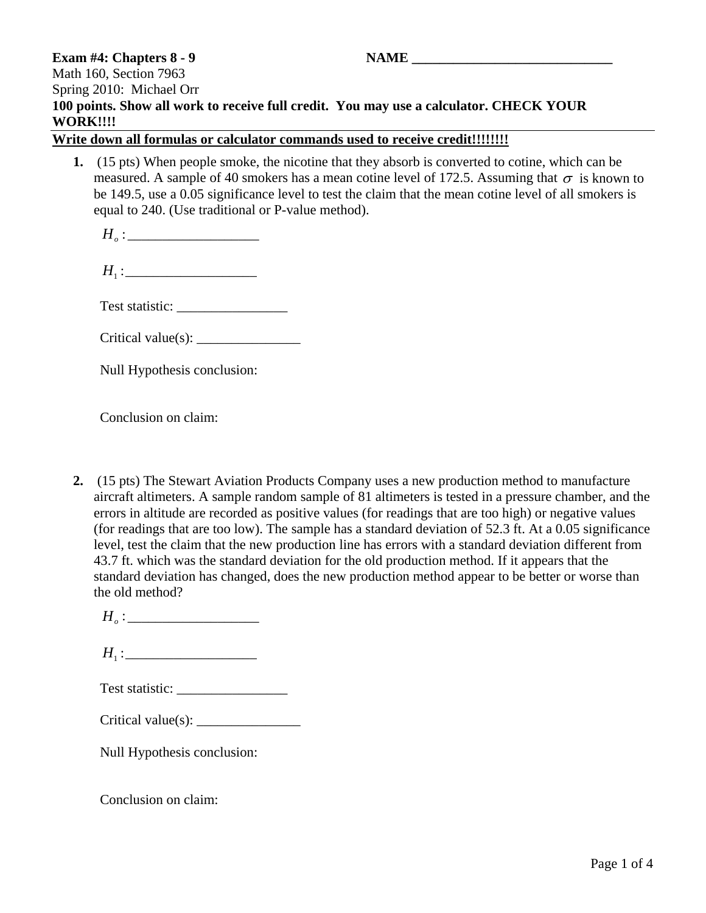**Exam #4: Chapters 8 - 9** **NAME \_\_\_\_\_\_\_\_\_\_\_\_\_\_\_\_\_\_\_\_\_\_\_\_\_\_\_\_\_\_**

Math 160, Section 7963

Spring 2010: Michael Orr

**100 points. Show all work to receive full credit. You may use a calculator. CHECK YOUR WORK!!!!**

---

**<u>Write down all formulas or calculator commands used to receive credit!!!!!!!!</u>**

1. (15 pts) When people smoke, the nicotine that they absorb is converted to cotine, which can be measured. A sample of 40 smokers has a mean cotine level of 172.5. Assuming that $\sigma$ is known to be 149.5, use a 0.05 significance level to test the claim that the mean cotine level of all smokers is equal to 240. (Use traditional or P-value method).

   $H_o$ : \_\_\_\_\_\_\_\_\_\_\_\_\_\_\_\_\_\_\_

   $H_1$ : \_\_\_\_\_\_\_\_\_\_\_\_\_\_\_\_\_\_\_

   Test statistic: \_\_\_\_\_\_\_\_\_\_\_\_\_\_\_\_

   Critical value(s): \_\_\_\_\_\_\_\_\_\_\_\_\_\_\_

   Null Hypothesis conclusion:

   Conclusion on claim:

2. (15 pts) The Stewart Aviation Products Company uses a new production method to manufacture aircraft altimeters. A sample random sample of 81 altimeters is tested in a pressure chamber, and the errors in altitude are recorded as positive values (for readings that are too high) or negative values (for readings that are too low). The sample has a standard deviation of 52.3 ft. At a 0.05 significance level, test the claim that the new production line has errors with a standard deviation different from 43.7 ft. which was the standard deviation for the old production method. If it appears that the standard deviation has changed, does the new production method appear to be better or worse than the old method?

   $H_o$ : \_\_\_\_\_\_\_\_\_\_\_\_\_\_\_\_\_\_\_

   $H_1$ : \_\_\_\_\_\_\_\_\_\_\_\_\_\_\_\_\_\_\_

   Test statistic: \_\_\_\_\_\_\_\_\_\_\_\_\_\_\_\_

   Critical value(s): \_\_\_\_\_\_\_\_\_\_\_\_\_\_\_

   Null Hypothesis conclusion:

   Conclusion on claim: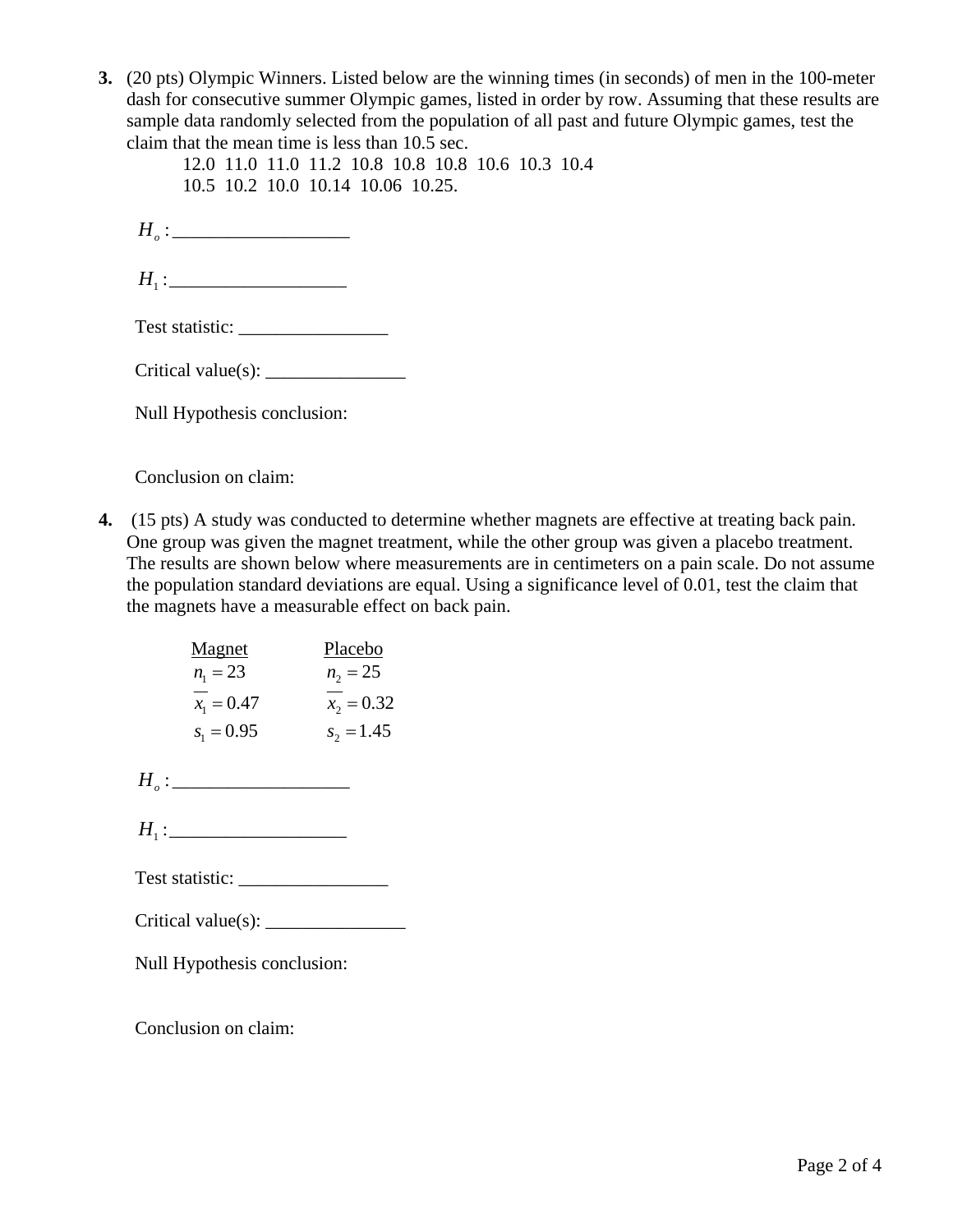**3.** (20 pts) Olympic Winners. Listed below are the winning times (in seconds) of men in the 100-meter dash for consecutive summer Olympic games, listed in order by row. Assuming that these results are sample data randomly selected from the population of all past and future Olympic games, test the claim that the mean time is less than 10.5 sec.

12.0 11.0 11.0 11.2 10.8 10.8 10.8 10.6 10.3 10.4
10.5 10.2 10.0 10.14 10.06 10.25.

$H_o$ :___________________

$H_1$ :___________________

Test statistic: ________________

Critical value(s): _______________

Null Hypothesis conclusion:

Conclusion on claim:

**4.** (15 pts) A study was conducted to determine whether magnets are effective at treating back pain. One group was given the magnet treatment, while the other group was given a placebo treatment. The results are shown below where measurements are in centimeters on a pain scale. Do not assume the population standard deviations are equal. Using a significance level of 0.01, test the claim that the magnets have a measurable effect on back pain.

| Magnet | Placebo |
|---|---|
| $n_1 = 23$ | $n_2 = 25$ |
| $\overline{x}_1 = 0.47$ | $\overline{x}_2 = 0.32$ |
| $s_1 = 0.95$ | $s_2 = 1.45$ |

$H_o$ :___________________

$H_1$ :___________________

Test statistic: ________________

Critical value(s): _______________

Null Hypothesis conclusion:

Conclusion on claim: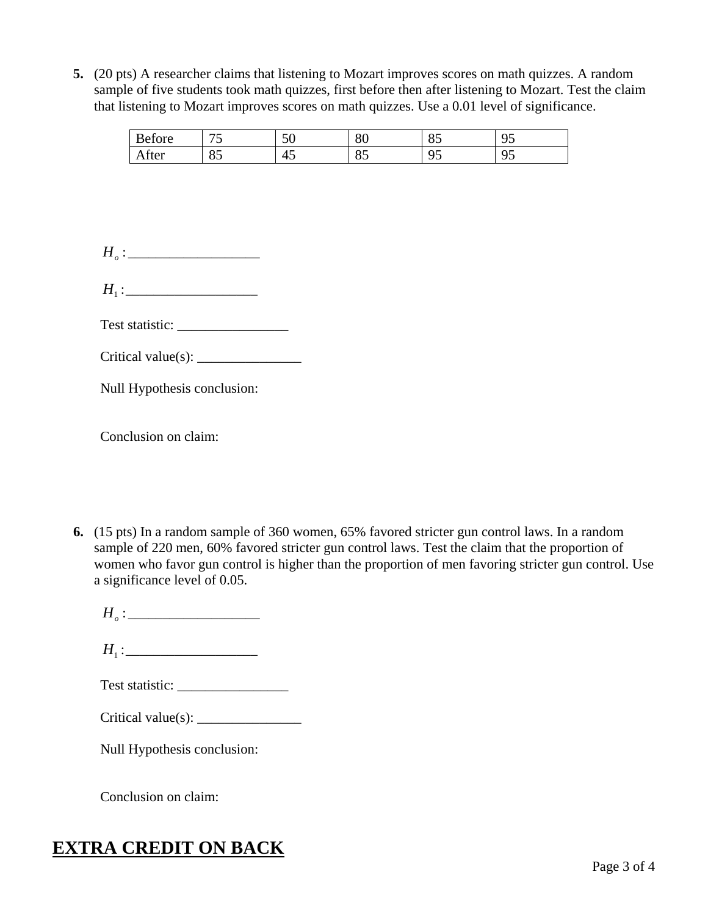**5.** (20 pts) A researcher claims that listening to Mozart improves scores on math quizzes. A random sample of five students took math quizzes, first before then after listening to Mozart. Test the claim that listening to Mozart improves scores on math quizzes. Use a 0.01 level of significance.

| Before | 75 | 50 | 80 | 85 | 95 |
|---|---|---|---|---|---|
| After | 85 | 45 | 85 | 95 | 95 |

$H_o$ :___________________

$H_1$ :___________________

Test statistic: ________________

Critical value(s): _______________

Null Hypothesis conclusion:

Conclusion on claim:

**6.** (15 pts) In a random sample of 360 women, 65% favored stricter gun control laws. In a random sample of 220 men, 60% favored stricter gun control laws. Test the claim that the proportion of women who favor gun control is higher than the proportion of men favoring stricter gun control. Use a significance level of 0.05.

$H_o$ :___________________

$H_1$ :___________________

Test statistic: ________________

Critical value(s): _______________

Null Hypothesis conclusion:

Conclusion on claim:

## **EXTRA CREDIT ON BACK**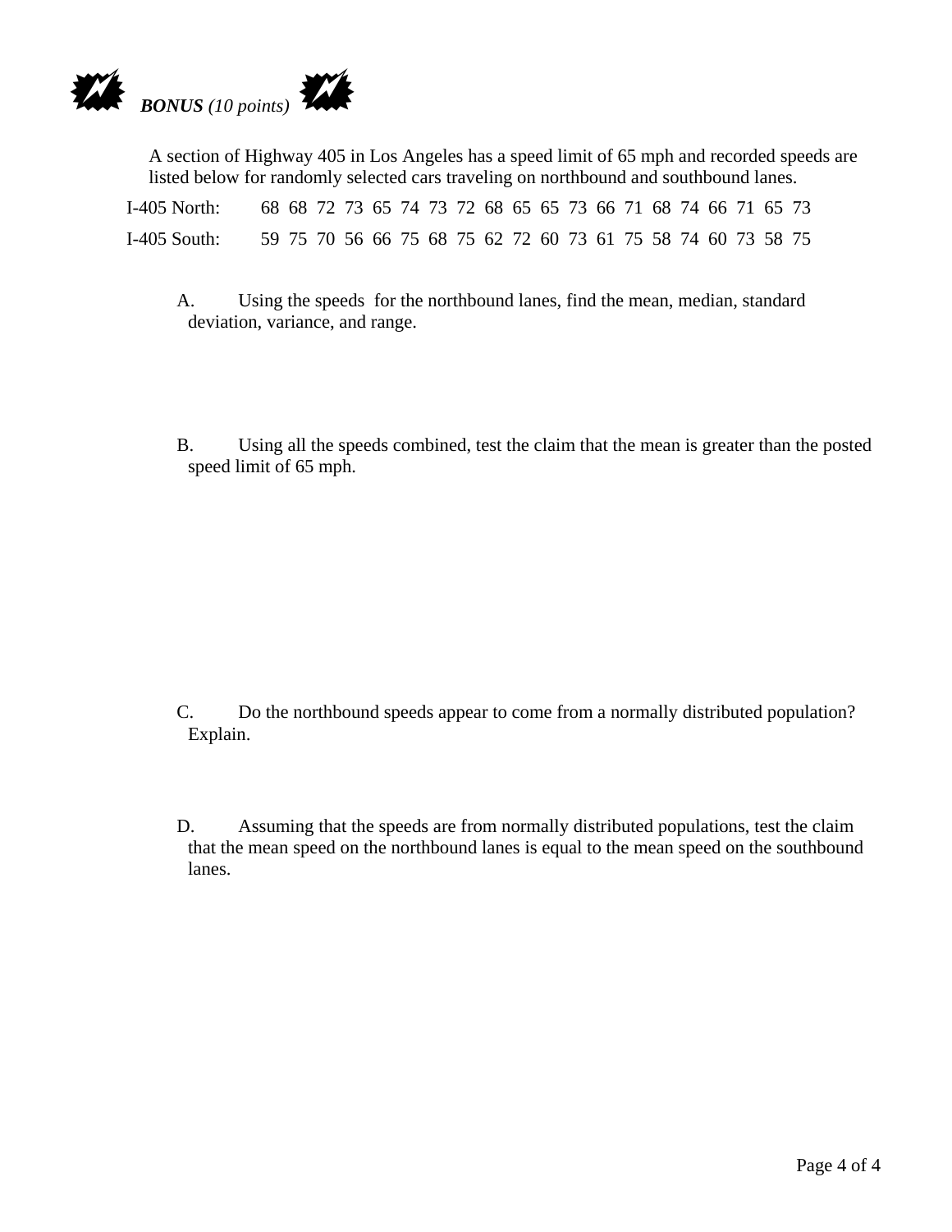## **BONUS** *(10 points)*

A section of Highway 405 in Los Angeles has a speed limit of 65 mph and recorded speeds are listed below for randomly selected cars traveling on northbound and southbound lanes.

I-405 North: 68 68 72 73 65 74 73 72 68 65 65 73 66 71 68 74 66 71 65 73

I-405 South: 59 75 70 56 66 75 68 75 62 72 60 73 61 75 58 74 60 73 58 75

A. Using the speeds for the northbound lanes, find the mean, median, standard deviation, variance, and range.

B. Using all the speeds combined, test the claim that the mean is greater than the posted speed limit of 65 mph.

C. Do the northbound speeds appear to come from a normally distributed population? Explain.

D. Assuming that the speeds are from normally distributed populations, test the claim that the mean speed on the northbound lanes is equal to the mean speed on the southbound lanes.